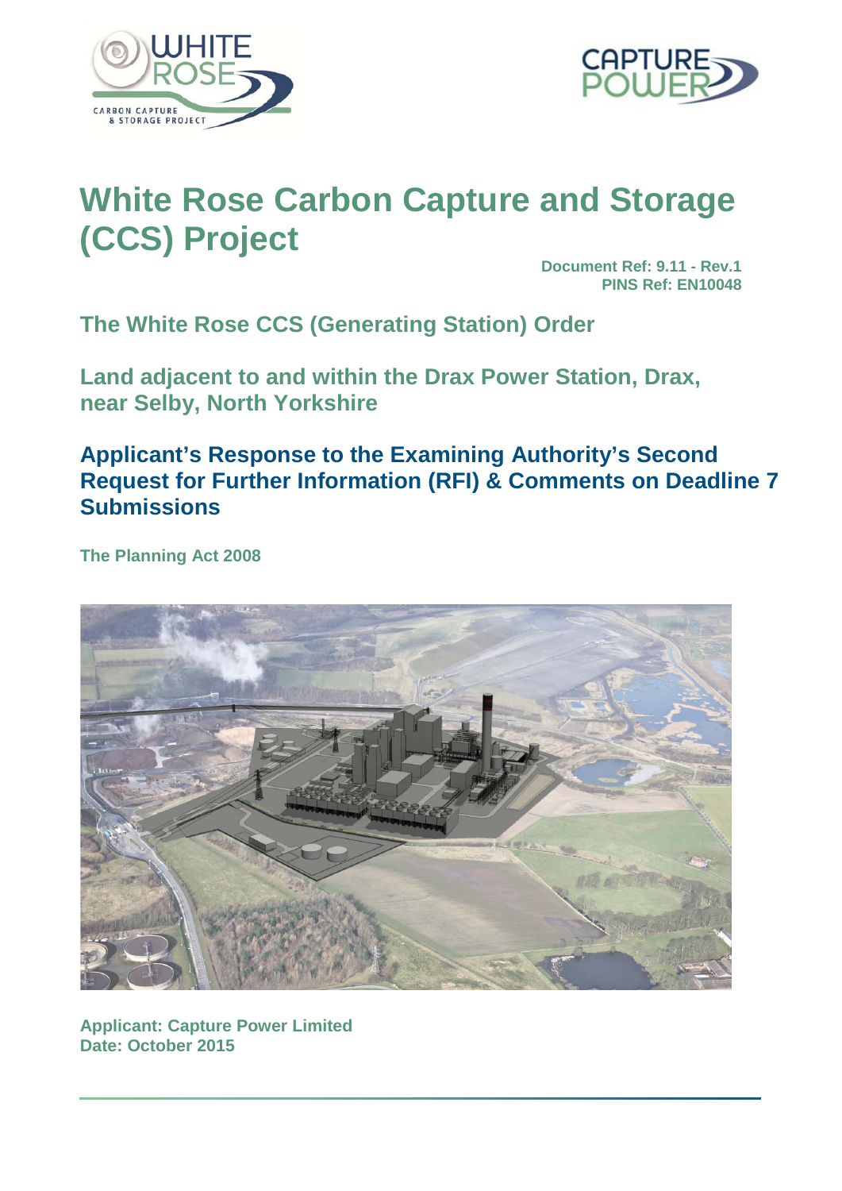# White Rose Carbon Capture and Storage (CCS) Project

**Document Ref: 9.11 - Rev.1**
**PINS Ref: EN10048**

## The White Rose CCS (Generating Station) Order

## Land adjacent to and within the Drax Power Station, Drax, near Selby, North Yorkshire

## Applicant's Response to the Examining Authority's Second Request for Further Information (RFI) & Comments on Deadline 7 Submissions

**The Planning Act 2008**

**Applicant: Capture Power Limited**
**Date: October 2015**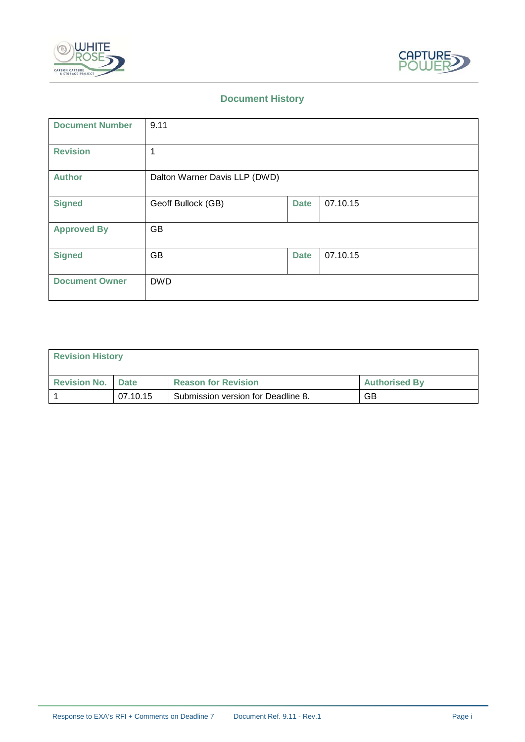## Document History

| Document Number | 9.11 | | |
|---|---|---|---|
| Revision | 1 | | |
| Author | Dalton Warner Davis LLP (DWD) | | |
| Signed | Geoff Bullock (GB) | Date | 07.10.15 |
| Approved By | GB | | |
| Signed | GB | Date | 07.10.15 |
| Document Owner | DWD | | |

| Revision History | | | |
|---|---|---|---|
| **Revision No.** | **Date** | **Reason for Revision** | **Authorised By** |
| 1 | 07.10.15 | Submission version for Deadline 8. | GB |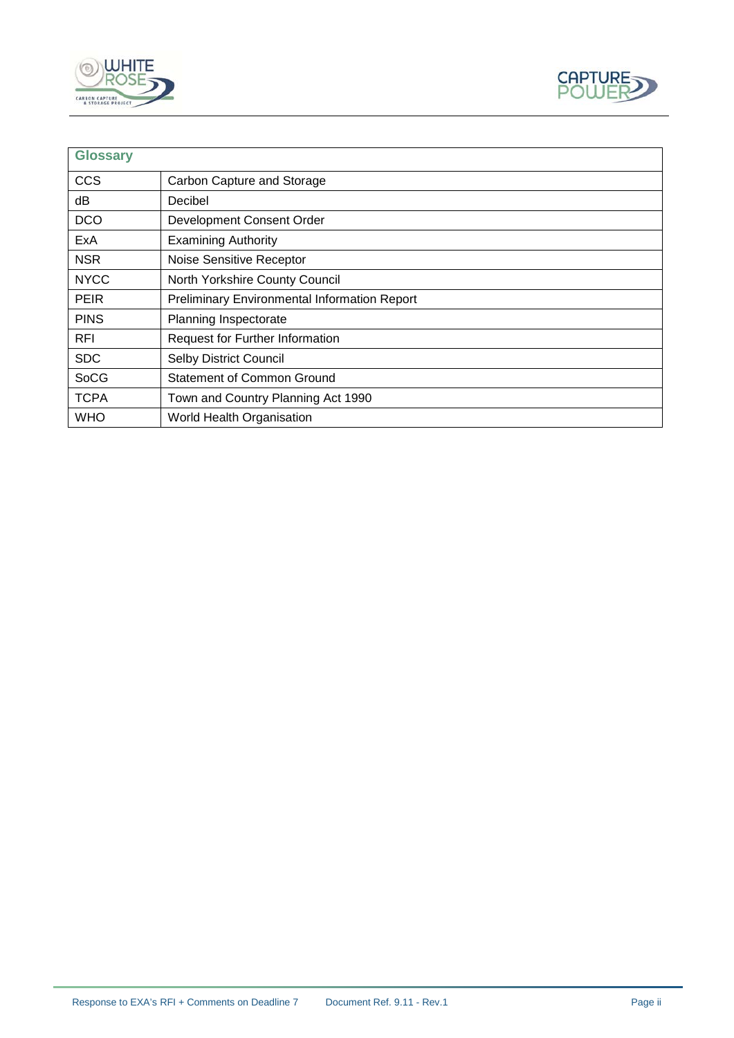| Glossary | |
| --- | --- |
| CCS | Carbon Capture and Storage |
| dB | Decibel |
| DCO | Development Consent Order |
| ExA | Examining Authority |
| NSR | Noise Sensitive Receptor |
| NYCC | North Yorkshire County Council |
| PEIR | Preliminary Environmental Information Report |
| PINS | Planning Inspectorate |
| RFI | Request for Further Information |
| SDC | Selby District Council |
| SoCG | Statement of Common Ground |
| TCPA | Town and Country Planning Act 1990 |
| WHO | World Health Organisation |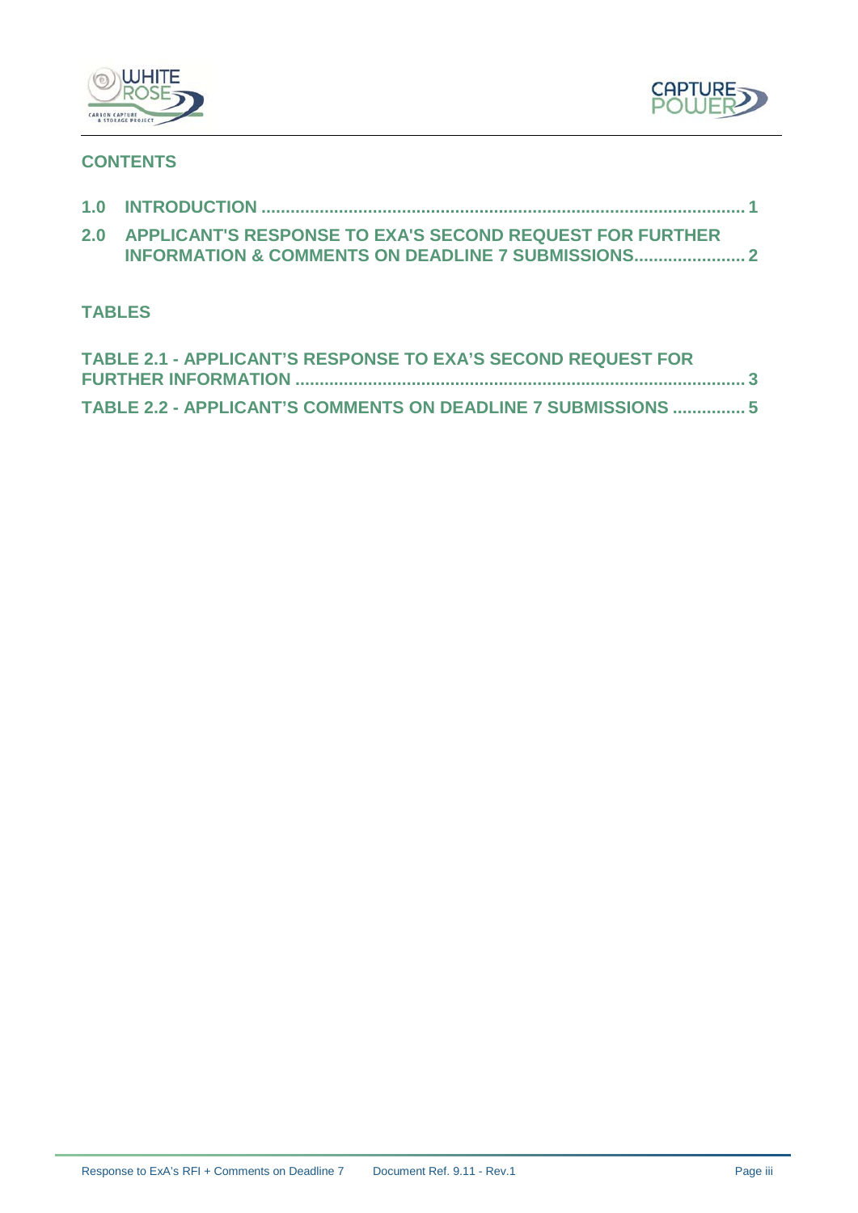## CONTENTS

**1.0 INTRODUCTION .......................................................................................... 1**

**2.0 APPLICANT'S RESPONSE TO EXA'S SECOND REQUEST FOR FURTHER INFORMATION & COMMENTS ON DEADLINE 7 SUBMISSIONS....................... 2**

## TABLES

**TABLE 2.1 - APPLICANT'S RESPONSE TO EXA'S SECOND REQUEST FOR FURTHER INFORMATION ............................................................................. 3**

**TABLE 2.2 - APPLICANT'S COMMENTS ON DEADLINE 7 SUBMISSIONS ............... 5**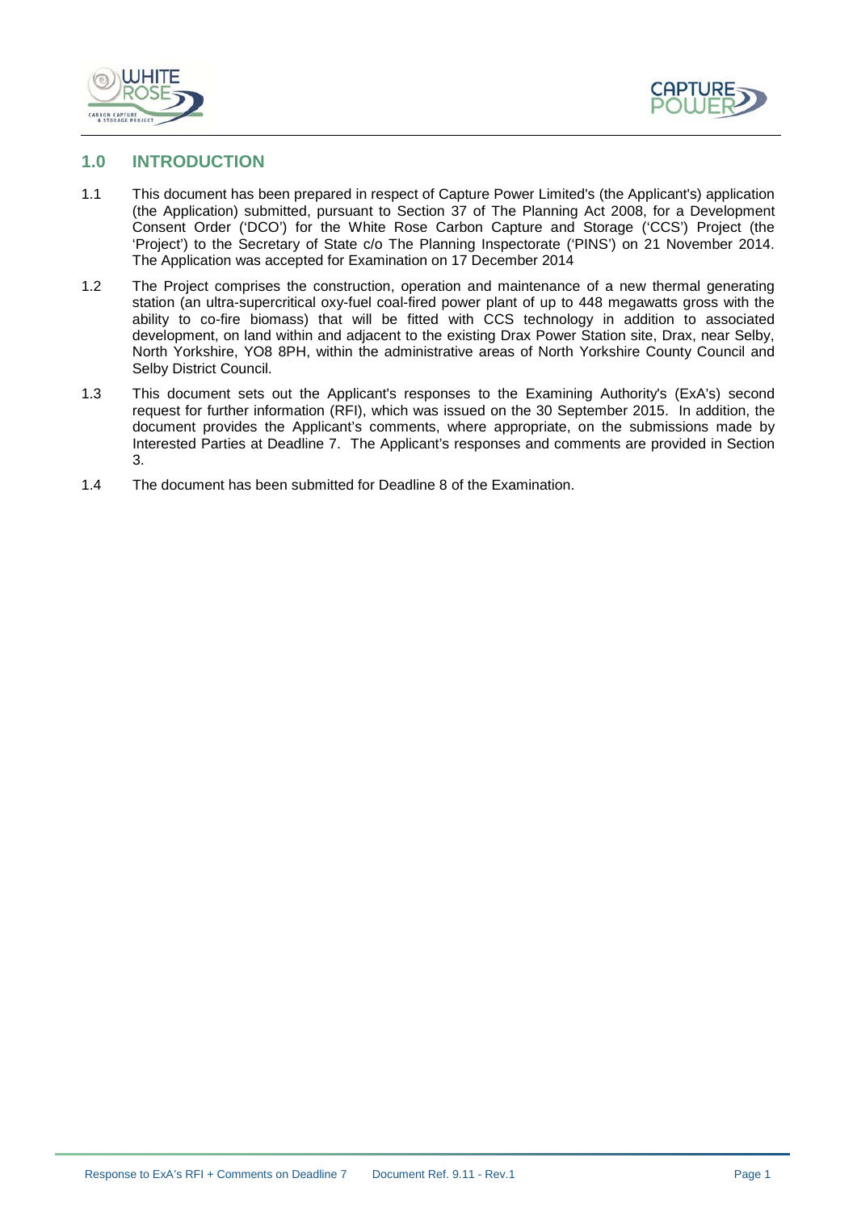## 1.0 INTRODUCTION

1.1 This document has been prepared in respect of Capture Power Limited's (the Applicant's) application (the Application) submitted, pursuant to Section 37 of The Planning Act 2008, for a Development Consent Order ('DCO') for the White Rose Carbon Capture and Storage ('CCS') Project (the 'Project') to the Secretary of State c/o The Planning Inspectorate ('PINS') on 21 November 2014. The Application was accepted for Examination on 17 December 2014

1.2 The Project comprises the construction, operation and maintenance of a new thermal generating station (an ultra-supercritical oxy-fuel coal-fired power plant of up to 448 megawatts gross with the ability to co-fire biomass) that will be fitted with CCS technology in addition to associated development, on land within and adjacent to the existing Drax Power Station site, Drax, near Selby, North Yorkshire, YO8 8PH, within the administrative areas of North Yorkshire County Council and Selby District Council.

1.3 This document sets out the Applicant's responses to the Examining Authority's (ExA's) second request for further information (RFI), which was issued on the 30 September 2015. In addition, the document provides the Applicant's comments, where appropriate, on the submissions made by Interested Parties at Deadline 7. The Applicant's responses and comments are provided in Section 3.

1.4 The document has been submitted for Deadline 8 of the Examination.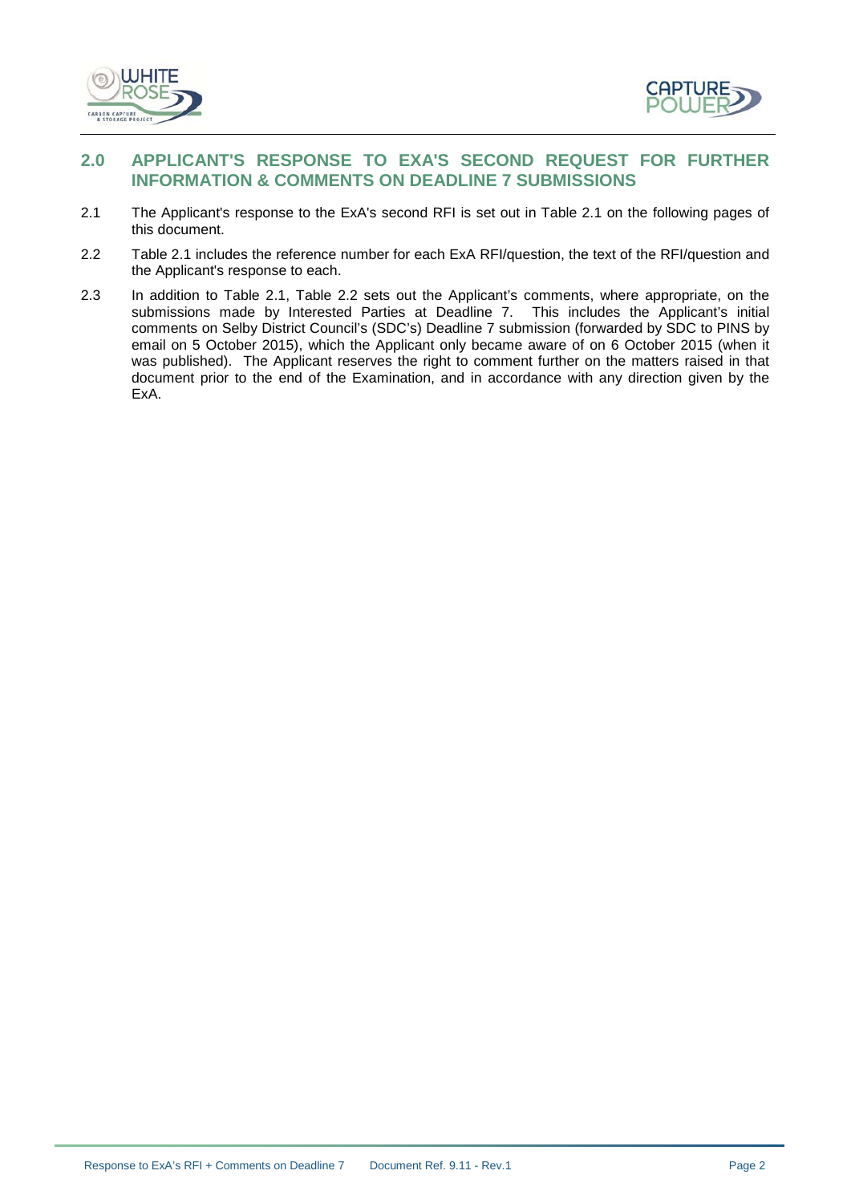## 2.0 APPLICANT'S RESPONSE TO EXA'S SECOND REQUEST FOR FURTHER INFORMATION & COMMENTS ON DEADLINE 7 SUBMISSIONS

2.1 The Applicant's response to the ExA's second RFI is set out in Table 2.1 on the following pages of this document.

2.2 Table 2.1 includes the reference number for each ExA RFI/question, the text of the RFI/question and the Applicant's response to each.

2.3 In addition to Table 2.1, Table 2.2 sets out the Applicant's comments, where appropriate, on the submissions made by Interested Parties at Deadline 7. This includes the Applicant's initial comments on Selby District Council's (SDC's) Deadline 7 submission (forwarded by SDC to PINS by email on 5 October 2015), which the Applicant only became aware of on 6 October 2015 (when it was published). The Applicant reserves the right to comment further on the matters raised in that document prior to the end of the Examination, and in accordance with any direction given by the ExA.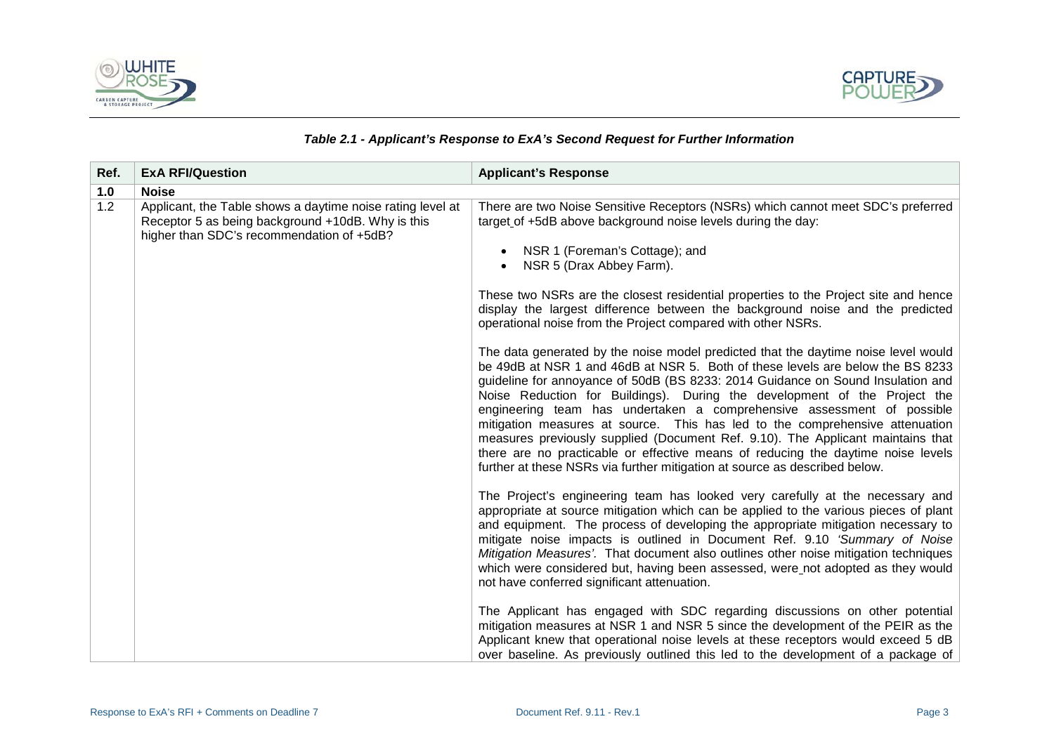***Table 2.1 - Applicant's Response to ExA's Second Request for Further Information***

| Ref. | ExA RFI/Question | Applicant's Response |
|---|---|---|
| **1.0** | **Noise** | |
| 1.2 | Applicant, the Table shows a daytime noise rating level at Receptor 5 as being background +10dB. Why is this higher than SDC's recommendation of +5dB? | There are two Noise Sensitive Receptors (NSRs) which cannot meet SDC's preferred target of +5dB above background noise levels during the day:<br><br>• NSR 1 (Foreman's Cottage); and<br>• NSR 5 (Drax Abbey Farm).<br><br>These two NSRs are the closest residential properties to the Project site and hence display the largest difference between the background noise and the predicted operational noise from the Project compared with other NSRs.<br><br>The data generated by the noise model predicted that the daytime noise level would be 49dB at NSR 1 and 46dB at NSR 5. Both of these levels are below the BS 8233 guideline for annoyance of 50dB (BS 8233: 2014 Guidance on Sound Insulation and Noise Reduction for Buildings). During the development of the Project the engineering team has undertaken a comprehensive assessment of possible mitigation measures at source. This has led to the comprehensive attenuation measures previously supplied (Document Ref. 9.10). The Applicant maintains that there are no practicable or effective means of reducing the daytime noise levels further at these NSRs via further mitigation at source as described below.<br><br>The Project's engineering team has looked very carefully at the necessary and appropriate at source mitigation which can be applied to the various pieces of plant and equipment. The process of developing the appropriate mitigation necessary to mitigate noise impacts is outlined in Document Ref. 9.10 *'Summary of Noise Mitigation Measures'.* That document also outlines other noise mitigation techniques which were considered but, having been assessed, were not adopted as they would not have conferred significant attenuation.<br><br>The Applicant has engaged with SDC regarding discussions on other potential mitigation measures at NSR 1 and NSR 5 since the development of the PEIR as the Applicant knew that operational noise levels at these receptors would exceed 5 dB over baseline. As previously outlined this led to the development of a package of |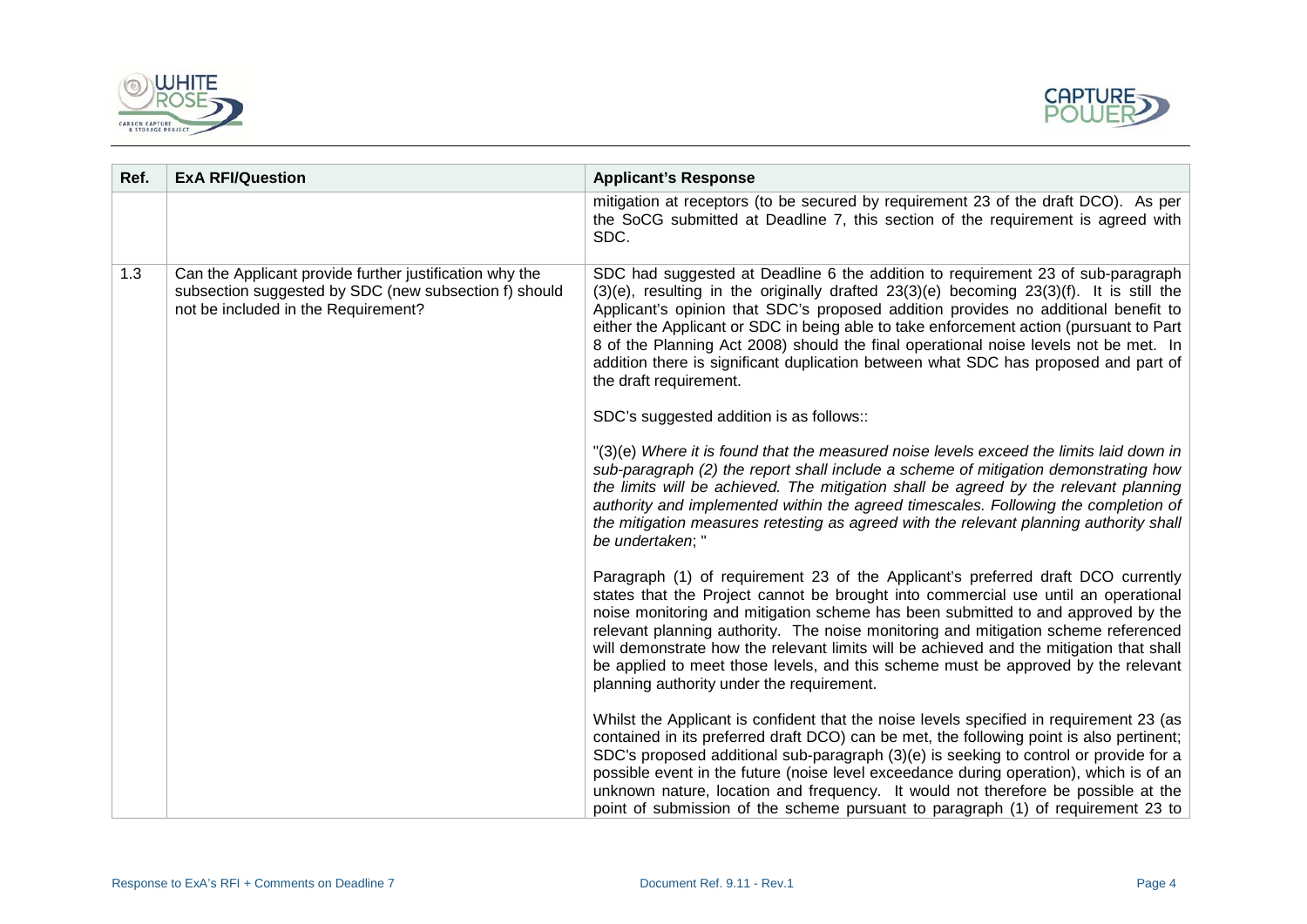| Ref. | ExA RFI/Question | Applicant's Response |
| --- | --- | --- |
| | | mitigation at receptors (to be secured by requirement 23 of the draft DCO). As per the SoCG submitted at Deadline 7, this section of the requirement is agreed with SDC. |
| 1.3 | Can the Applicant provide further justification why the subsection suggested by SDC (new subsection f) should not be included in the Requirement? | SDC had suggested at Deadline 6 the addition to requirement 23 of sub-paragraph (3)(e), resulting in the originally drafted 23(3)(e) becoming 23(3)(f). It is still the Applicant's opinion that SDC's proposed addition provides no additional benefit to either the Applicant or SDC in being able to take enforcement action (pursuant to Part 8 of the Planning Act 2008) should the final operational noise levels not be met. In addition there is significant duplication between what SDC has proposed and part of the draft requirement.<br><br>SDC's suggested addition is as follows::<br><br>"(3)(e) *Where it is found that the measured noise levels exceed the limits laid down in sub-paragraph (2) the report shall include a scheme of mitigation demonstrating how the limits will be achieved. The mitigation shall be agreed by the relevant planning authority and implemented within the agreed timescales. Following the completion of the mitigation measures retesting as agreed with the relevant planning authority shall be undertaken*; "<br><br>Paragraph (1) of requirement 23 of the Applicant's preferred draft DCO currently states that the Project cannot be brought into commercial use until an operational noise monitoring and mitigation scheme has been submitted to and approved by the relevant planning authority. The noise monitoring and mitigation scheme referenced will demonstrate how the relevant limits will be achieved and the mitigation that shall be applied to meet those levels, and this scheme must be approved by the relevant planning authority under the requirement.<br><br>Whilst the Applicant is confident that the noise levels specified in requirement 23 (as contained in its preferred draft DCO) can be met, the following point is also pertinent; SDC's proposed additional sub-paragraph (3)(e) is seeking to control or provide for a possible event in the future (noise level exceedance during operation), which is of an unknown nature, location and frequency. It would not therefore be possible at the point of submission of the scheme pursuant to paragraph (1) of requirement 23 to |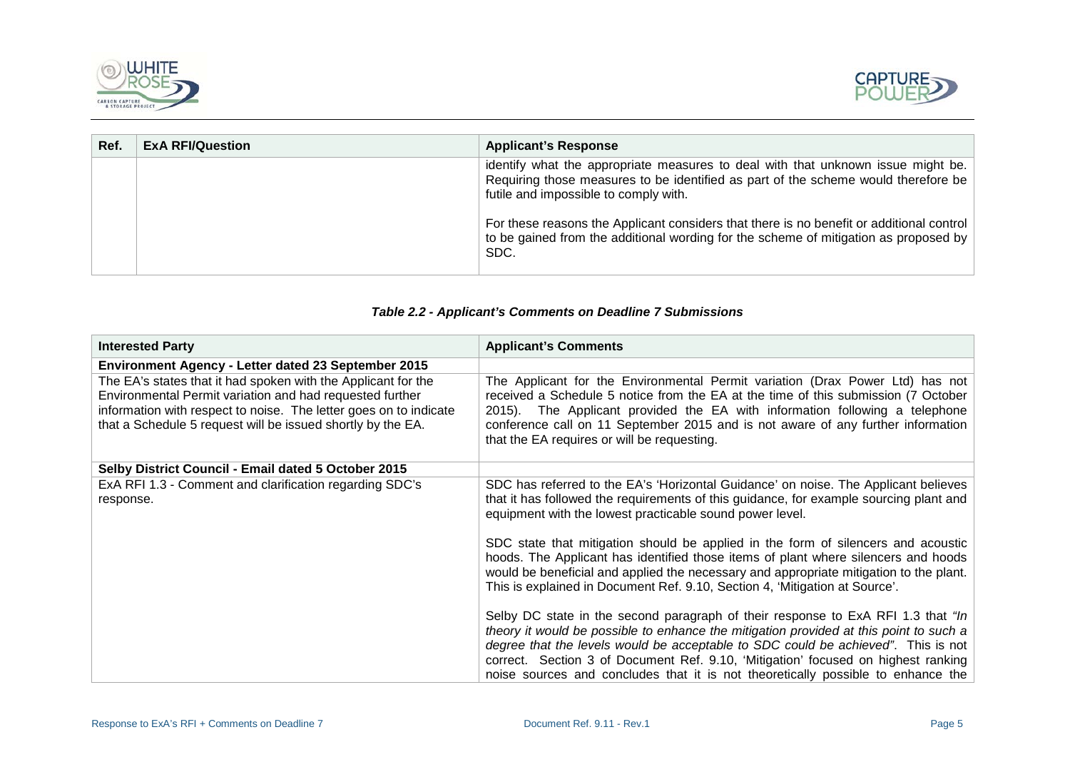| Ref. | ExA RFI/Question | Applicant's Response |
|---|---|---|
| | | identify what the appropriate measures to deal with that unknown issue might be. Requiring those measures to be identified as part of the scheme would therefore be futile and impossible to comply with.<br><br>For these reasons the Applicant considers that there is no benefit or additional control to be gained from the additional wording for the scheme of mitigation as proposed by SDC. |

***Table 2.2 - Applicant's Comments on Deadline 7 Submissions***

| Interested Party | Applicant's Comments |
|---|---|
| **Environment Agency - Letter dated 23 September 2015** | |
| The EA's states that it had spoken with the Applicant for the Environmental Permit variation and had requested further information with respect to noise. The letter goes on to indicate that a Schedule 5 request will be issued shortly by the EA. | The Applicant for the Environmental Permit variation (Drax Power Ltd) has not received a Schedule 5 notice from the EA at the time of this submission (7 October 2015). The Applicant provided the EA with information following a telephone conference call on 11 September 2015 and is not aware of any further information that the EA requires or will be requesting. |
| **Selby District Council - Email dated 5 October 2015** | |
| ExA RFI 1.3 - Comment and clarification regarding SDC's response. | SDC has referred to the EA's 'Horizontal Guidance' on noise. The Applicant believes that it has followed the requirements of this guidance, for example sourcing plant and equipment with the lowest practicable sound power level.<br><br>SDC state that mitigation should be applied in the form of silencers and acoustic hoods. The Applicant has identified those items of plant where silencers and hoods would be beneficial and applied the necessary and appropriate mitigation to the plant. This is explained in Document Ref. 9.10, Section 4, 'Mitigation at Source'.<br><br>Selby DC state in the second paragraph of their response to ExA RFI 1.3 that *"In theory it would be possible to enhance the mitigation provided at this point to such a degree that the levels would be acceptable to SDC could be achieved"*. This is not correct. Section 3 of Document Ref. 9.10, 'Mitigation' focused on highest ranking noise sources and concludes that it is not theoretically possible to enhance the |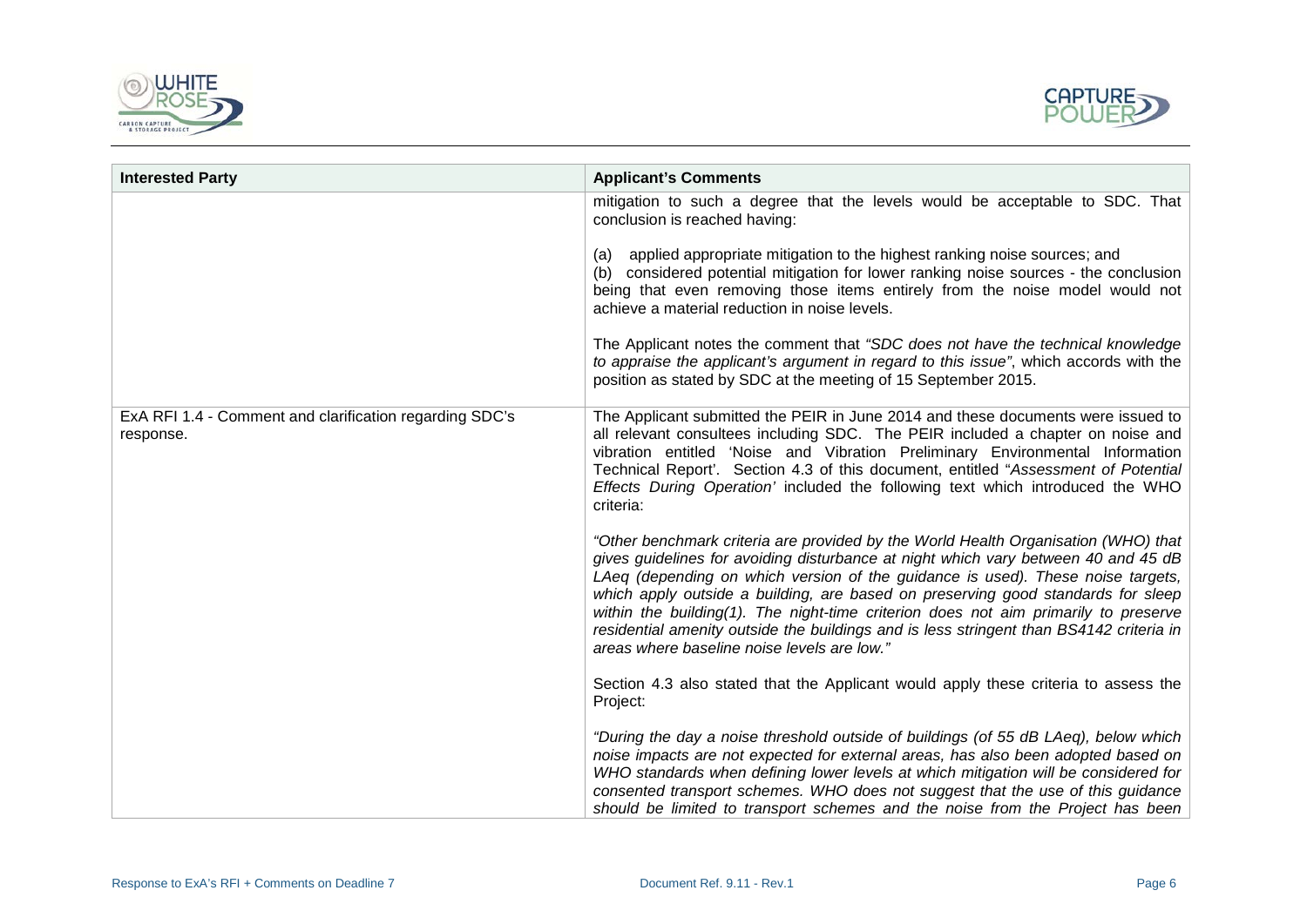| Interested Party | Applicant's Comments |
|---|---|
| | mitigation to such a degree that the levels would be acceptable to SDC. That conclusion is reached having:<br><br>(a) applied appropriate mitigation to the highest ranking noise sources; and<br>(b) considered potential mitigation for lower ranking noise sources - the conclusion being that even removing those items entirely from the noise model would not achieve a material reduction in noise levels.<br><br>The Applicant notes the comment that *"SDC does not have the technical knowledge to appraise the applicant's argument in regard to this issue"*, which accords with the position as stated by SDC at the meeting of 15 September 2015. |
| ExA RFI 1.4 - Comment and clarification regarding SDC's response. | The Applicant submitted the PEIR in June 2014 and these documents were issued to all relevant consultees including SDC. The PEIR included a chapter on noise and vibration entitled 'Noise and Vibration Preliminary Environmental Information Technical Report'. Section 4.3 of this document, entitled "*Assessment of Potential Effects During Operation'* included the following text which introduced the WHO criteria:<br><br>*"Other benchmark criteria are provided by the World Health Organisation (WHO) that gives guidelines for avoiding disturbance at night which vary between 40 and 45 dB LAeq (depending on which version of the guidance is used). These noise targets, which apply outside a building, are based on preserving good standards for sleep within the building(1). The night-time criterion does not aim primarily to preserve residential amenity outside the buildings and is less stringent than BS4142 criteria in areas where baseline noise levels are low."*<br><br>Section 4.3 also stated that the Applicant would apply these criteria to assess the Project:<br><br>*"During the day a noise threshold outside of buildings (of 55 dB LAeq), below which noise impacts are not expected for external areas, has also been adopted based on WHO standards when defining lower levels at which mitigation will be considered for consented transport schemes. WHO does not suggest that the use of this guidance should be limited to transport schemes and the noise from the Project has been* |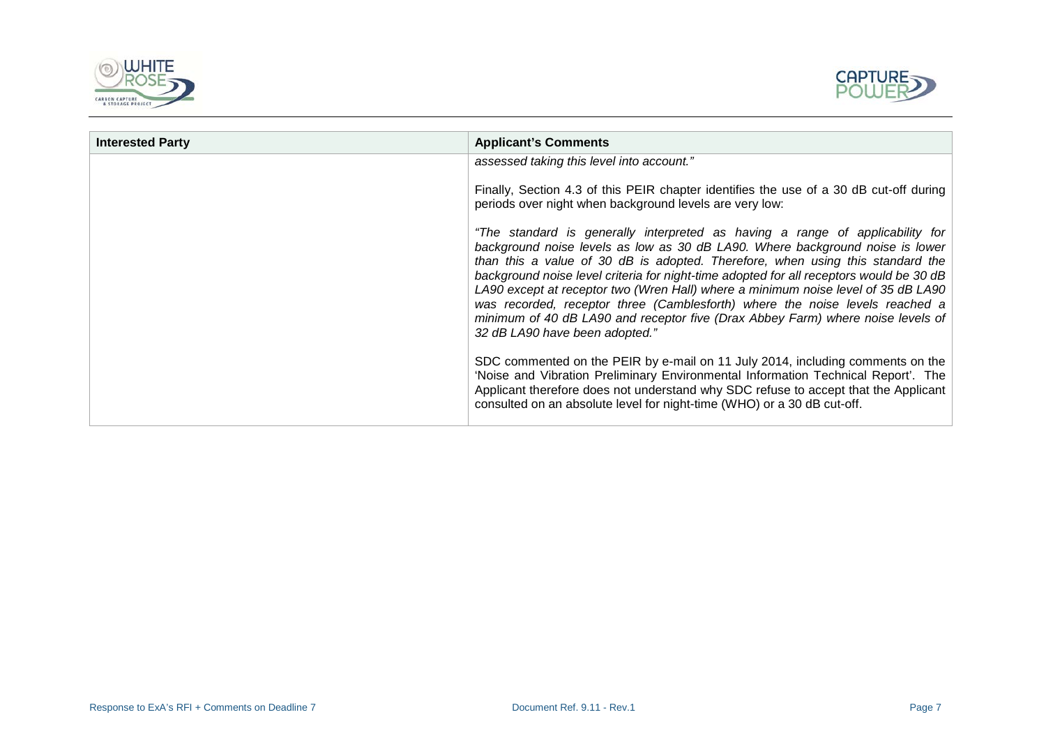| Interested Party | Applicant's Comments |
|---|---|
| | *assessed taking this level into account."*<br><br>Finally, Section 4.3 of this PEIR chapter identifies the use of a 30 dB cut-off during periods over night when background levels are very low:<br><br>*"The standard is generally interpreted as having a range of applicability for background noise levels as low as 30 dB LA90. Where background noise is lower than this a value of 30 dB is adopted. Therefore, when using this standard the background noise level criteria for night-time adopted for all receptors would be 30 dB LA90 except at receptor two (Wren Hall) where a minimum noise level of 35 dB LA90 was recorded, receptor three (Camblesforth) where the noise levels reached a minimum of 40 dB LA90 and receptor five (Drax Abbey Farm) where noise levels of 32 dB LA90 have been adopted."*<br><br>SDC commented on the PEIR by e-mail on 11 July 2014, including comments on the 'Noise and Vibration Preliminary Environmental Information Technical Report'. The Applicant therefore does not understand why SDC refuse to accept that the Applicant consulted on an absolute level for night-time (WHO) or a 30 dB cut-off. |